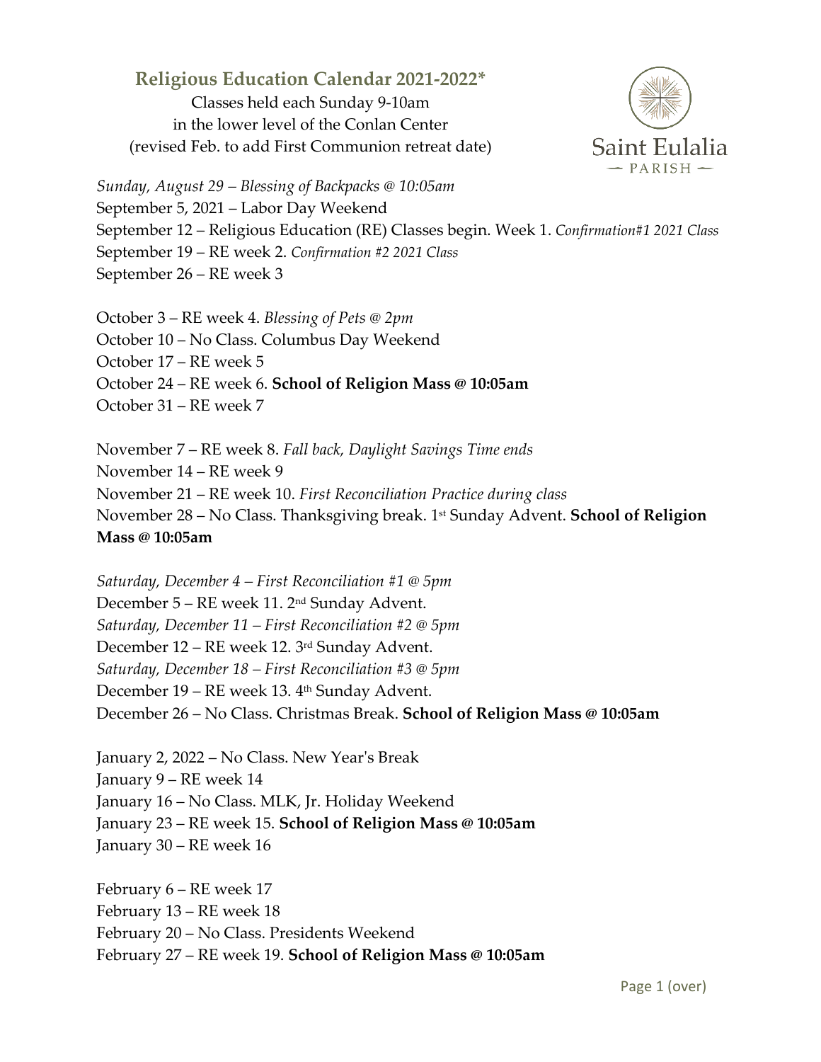## Religious Education Calendar 2021-2022*

Classes held each Sunday 9-10am
in the lower level of the Conlan Center
(revised Feb. to add First Communion retreat date)

Saint Eulalia
— PARISH —

*Sunday, August 29 – Blessing of Backpacks @ 10:05am*
September 5, 2021 – Labor Day Weekend
September 12 – Religious Education (RE) Classes begin. Week 1. *Confirmation#1 2021 Class*
September 19 – RE week 2. *Confirmation #2 2021 Class*
September 26 – RE week 3

October 3 – RE week 4. *Blessing of Pets @ 2pm*
October 10 – No Class. Columbus Day Weekend
October 17 – RE week 5
October 24 – RE week 6. **School of Religion Mass @ 10:05am**
October 31 – RE week 7

November 7 – RE week 8. *Fall back, Daylight Savings Time ends*
November 14 – RE week 9
November 21 – RE week 10. *First Reconciliation Practice during class*
November 28 – No Class. Thanksgiving break. 1st Sunday Advent. **School of Religion Mass @ 10:05am**

*Saturday, December 4 – First Reconciliation #1 @ 5pm*
December 5 – RE week 11. 2nd Sunday Advent.
*Saturday, December 11 – First Reconciliation #2 @ 5pm*
December 12 – RE week 12. 3rd Sunday Advent.
*Saturday, December 18 – First Reconciliation #3 @ 5pm*
December 19 – RE week 13. 4th Sunday Advent.
December 26 – No Class. Christmas Break. **School of Religion Mass @ 10:05am**

January 2, 2022 – No Class. New Year's Break
January 9 – RE week 14
January 16 – No Class. MLK, Jr. Holiday Weekend
January 23 – RE week 15. **School of Religion Mass @ 10:05am**
January 30 – RE week 16

February 6 – RE week 17
February 13 – RE week 18
February 20 – No Class. Presidents Weekend
February 27 – RE week 19. **School of Religion Mass @ 10:05am**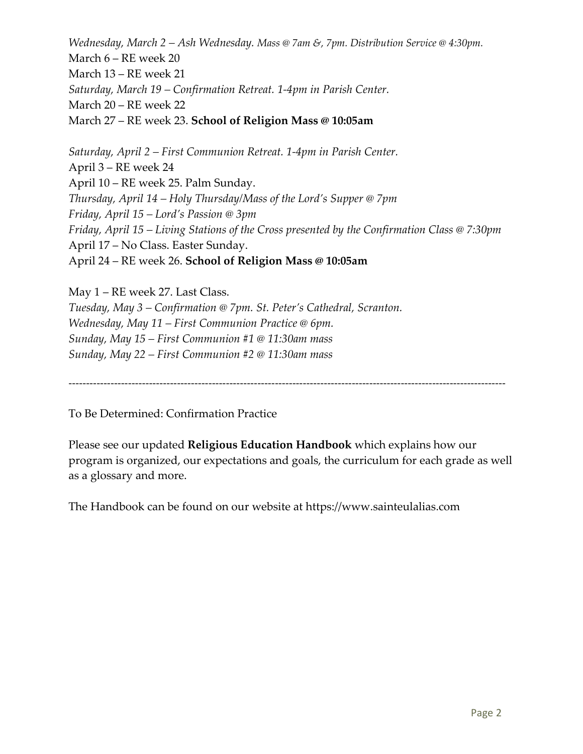*Wednesday, March 2 – Ash Wednesday. Mass @ 7am &, 7pm. Distribution Service @ 4:30pm.*
March 6 – RE week 20
March 13 – RE week 21
*Saturday, March 19 – Confirmation Retreat. 1-4pm in Parish Center.*
March 20 – RE week 22
March 27 – RE week 23. **School of Religion Mass @ 10:05am**

*Saturday, April 2 – First Communion Retreat. 1-4pm in Parish Center.*
April 3 – RE week 24
April 10 – RE week 25. Palm Sunday.
*Thursday, April 14 – Holy Thursday/Mass of the Lord's Supper @ 7pm*
*Friday, April 15 – Lord's Passion @ 3pm*
*Friday, April 15 – Living Stations of the Cross presented by the Confirmation Class @ 7:30pm*
April 17 – No Class. Easter Sunday.
April 24 – RE week 26. **School of Religion Mass @ 10:05am**

May 1 – RE week 27. Last Class.
*Tuesday, May 3 – Confirmation @ 7pm. St. Peter's Cathedral, Scranton.*
*Wednesday, May 11 – First Communion Practice @ 6pm.*
*Sunday, May 15 – First Communion #1 @ 11:30am mass*
*Sunday, May 22 – First Communion #2 @ 11:30am mass*

---

To Be Determined: Confirmation Practice

Please see our updated **Religious Education Handbook** which explains how our program is organized, our expectations and goals, the curriculum for each grade as well as a glossary and more.

The Handbook can be found on our website at https://www.sainteulalias.com